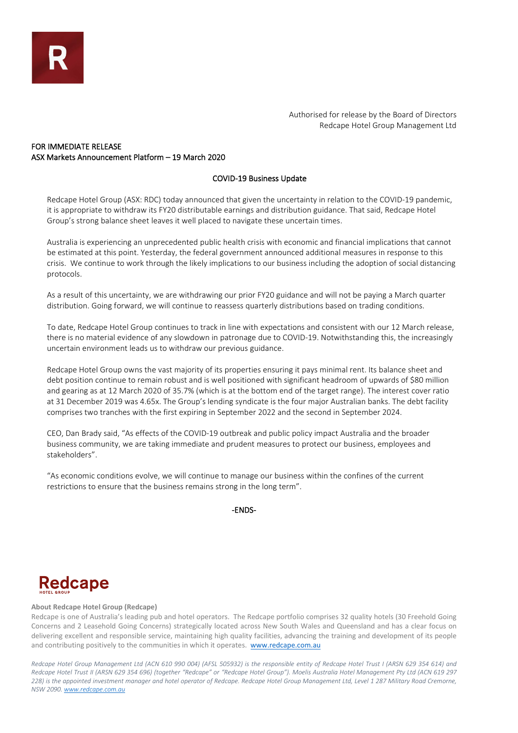Authorised for release by the Board of Directors
Redcape Hotel Group Management Ltd

FOR IMMEDIATE RELEASE
ASX Markets Announcement Platform – 19 March 2020

# COVID-19 Business Update

Redcape Hotel Group (ASX: RDC) today announced that given the uncertainty in relation to the COVID-19 pandemic, it is appropriate to withdraw its FY20 distributable earnings and distribution guidance. That said, Redcape Hotel Group's strong balance sheet leaves it well placed to navigate these uncertain times.

Australia is experiencing an unprecedented public health crisis with economic and financial implications that cannot be estimated at this point. Yesterday, the federal government announced additional measures in response to this crisis. We continue to work through the likely implications to our business including the adoption of social distancing protocols.

As a result of this uncertainty, we are withdrawing our prior FY20 guidance and will not be paying a March quarter distribution. Going forward, we will continue to reassess quarterly distributions based on trading conditions.

To date, Redcape Hotel Group continues to track in line with expectations and consistent with our 12 March release, there is no material evidence of any slowdown in patronage due to COVID-19. Notwithstanding this, the increasingly uncertain environment leads us to withdraw our previous guidance.

Redcape Hotel Group owns the vast majority of its properties ensuring it pays minimal rent. Its balance sheet and debt position continue to remain robust and is well positioned with significant headroom of upwards of $80 million and gearing as at 12 March 2020 of 35.7% (which is at the bottom end of the target range). The interest cover ratio at 31 December 2019 was 4.65x. The Group's lending syndicate is the four major Australian banks. The debt facility comprises two tranches with the first expiring in September 2022 and the second in September 2024.

CEO, Dan Brady said, "As effects of the COVID-19 outbreak and public policy impact Australia and the broader business community, we are taking immediate and prudent measures to protect our business, employees and stakeholders".

"As economic conditions evolve, we will continue to manage our business within the confines of the current restrictions to ensure that the business remains strong in the long term".

-ENDS-

**About Redcape Hotel Group (Redcape)**

Redcape is one of Australia's leading pub and hotel operators. The Redcape portfolio comprises 32 quality hotels (30 Freehold Going Concerns and 2 Leasehold Going Concerns) strategically located across New South Wales and Queensland and has a clear focus on delivering excellent and responsible service, maintaining high quality facilities, advancing the training and development of its people and contributing positively to the communities in which it operates. www.redcape.com.au

*Redcape Hotel Group Management Ltd (ACN 610 990 004) (AFSL 505932) is the responsible entity of Redcape Hotel Trust I (ARSN 629 354 614) and Redcape Hotel Trust II (ARSN 629 354 696) (together "Redcape" or "Redcape Hotel Group"). Moelis Australia Hotel Management Pty Ltd (ACN 619 297 228) is the appointed investment manager and hotel operator of Redcape. Redcape Hotel Group Management Ltd, Level 1 287 Military Road Cremorne, NSW 2090. www.redcape.com.au*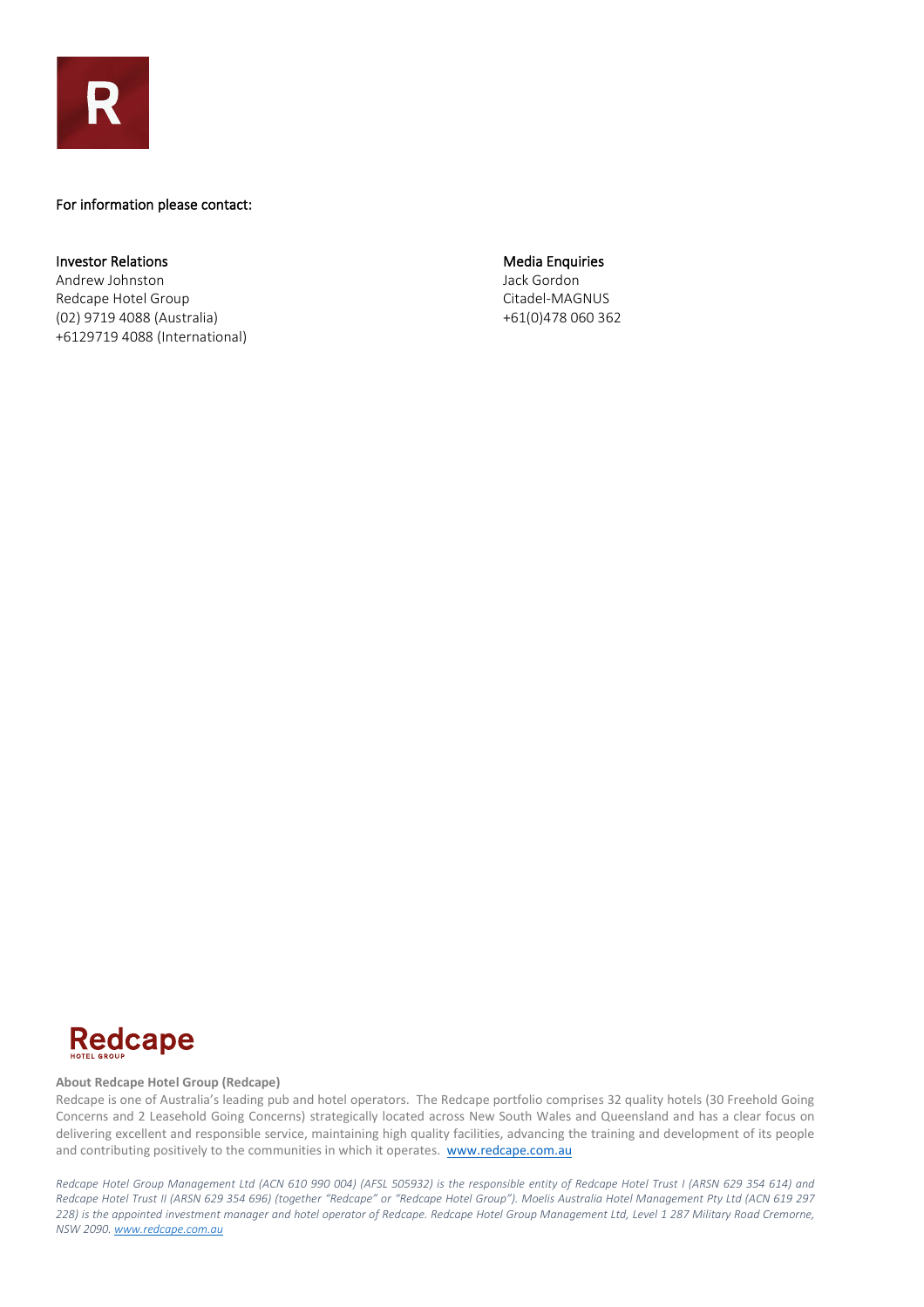For information please contact:

**Investor Relations**
Andrew Johnston
Redcape Hotel Group
(02) 9719 4088 (Australia)
+6129719 4088 (International)

**Media Enquiries**
Jack Gordon
Citadel-MAGNUS
+61(0)478 060 362

**About Redcape Hotel Group (Redcape)**

Redcape is one of Australia's leading pub and hotel operators. The Redcape portfolio comprises 32 quality hotels (30 Freehold Going Concerns and 2 Leasehold Going Concerns) strategically located across New South Wales and Queensland and has a clear focus on delivering excellent and responsible service, maintaining high quality facilities, advancing the training and development of its people and contributing positively to the communities in which it operates. www.redcape.com.au

*Redcape Hotel Group Management Ltd (ACN 610 990 004) (AFSL 505932) is the responsible entity of Redcape Hotel Trust I (ARSN 629 354 614) and Redcape Hotel Trust II (ARSN 629 354 696) (together "Redcape" or "Redcape Hotel Group"). Moelis Australia Hotel Management Pty Ltd (ACN 619 297 228) is the appointed investment manager and hotel operator of Redcape. Redcape Hotel Group Management Ltd, Level 1 287 Military Road Cremorne, NSW 2090. www.redcape.com.au*